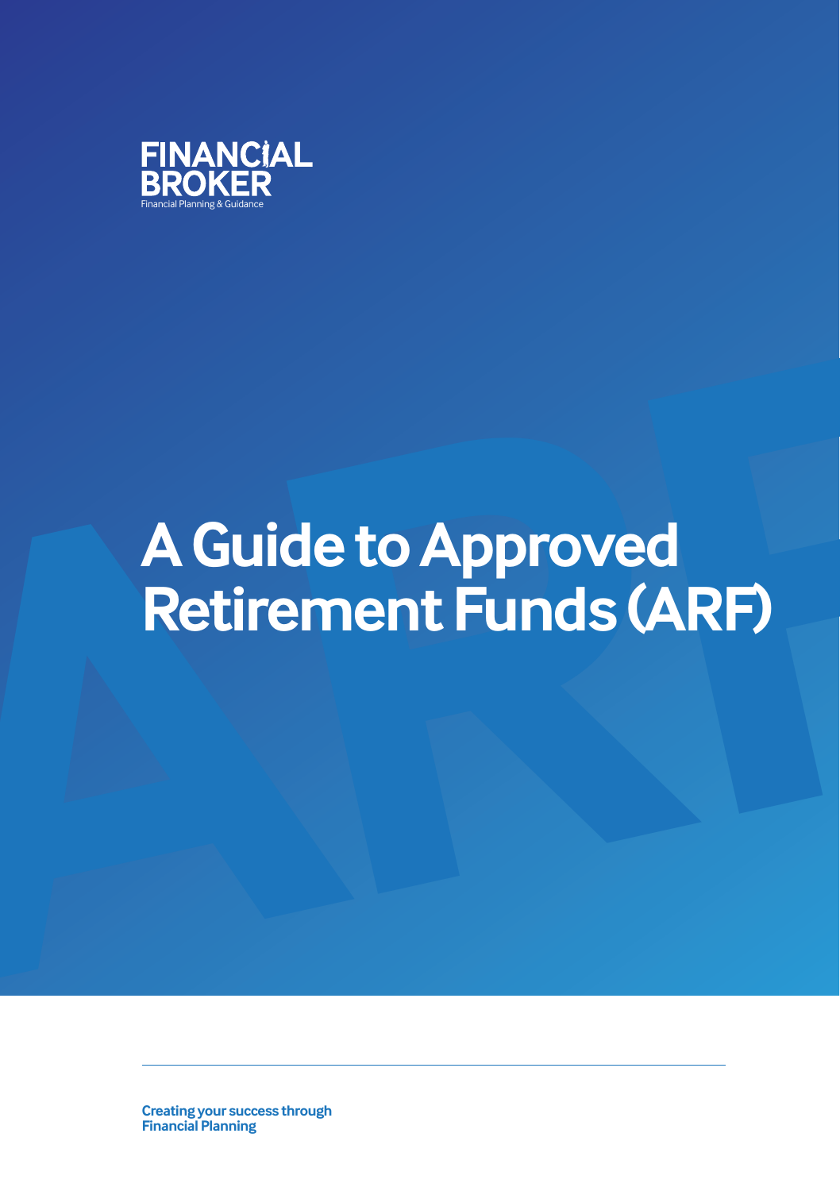FINANCIAL BROKER
Financial Planning & Guidance

# A Guide to Approved Retirement Funds (ARF)

**Creating your success through Financial Planning**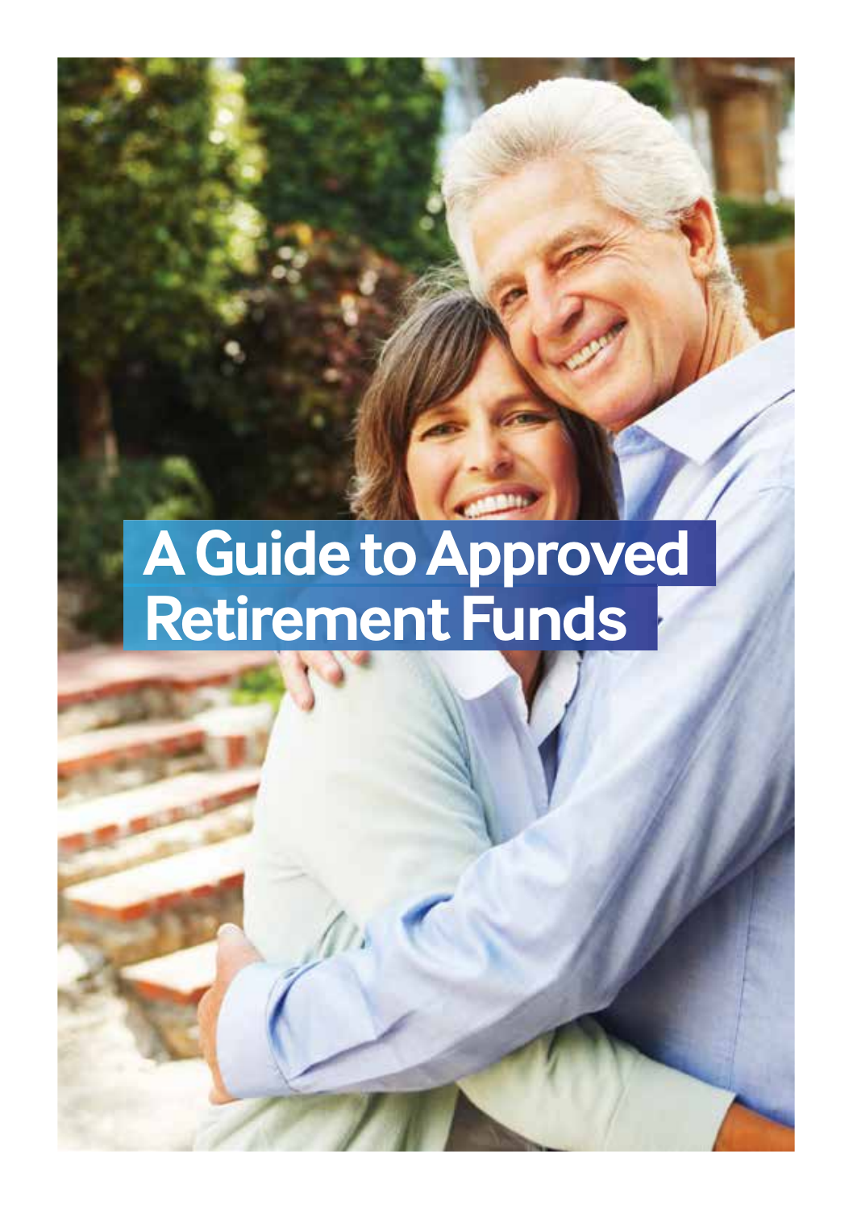# A Guide to Approved Retirement Funds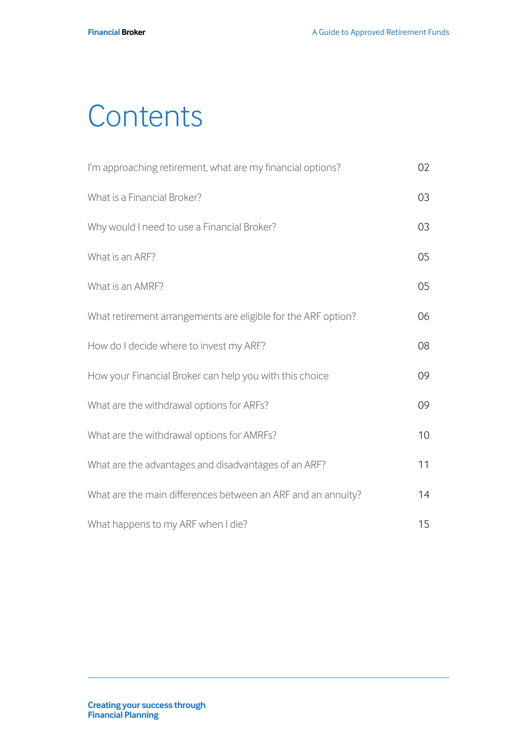# Contents

| | |
|---|---|
| I'm approaching retirement, what are my financial options? | 02 |
| What is a Financial Broker? | 03 |
| Why would I need to use a Financial Broker? | 03 |
| What is an ARF? | 05 |
| What is an AMRF? | 05 |
| What retirement arrangements are eligible for the ARF option? | 06 |
| How do I decide where to invest my ARF? | 08 |
| How your Financial Broker can help you with this choice | 09 |
| What are the withdrawal options for ARFs? | 09 |
| What are the withdrawal options for AMRFs? | 10 |
| What are the advantages and disadvantages of an ARF? | 11 |
| What are the main differences between an ARF and an annuity? | 14 |
| What happens to my ARF when I die? | 15 |

**Creating your success through Financial Planning**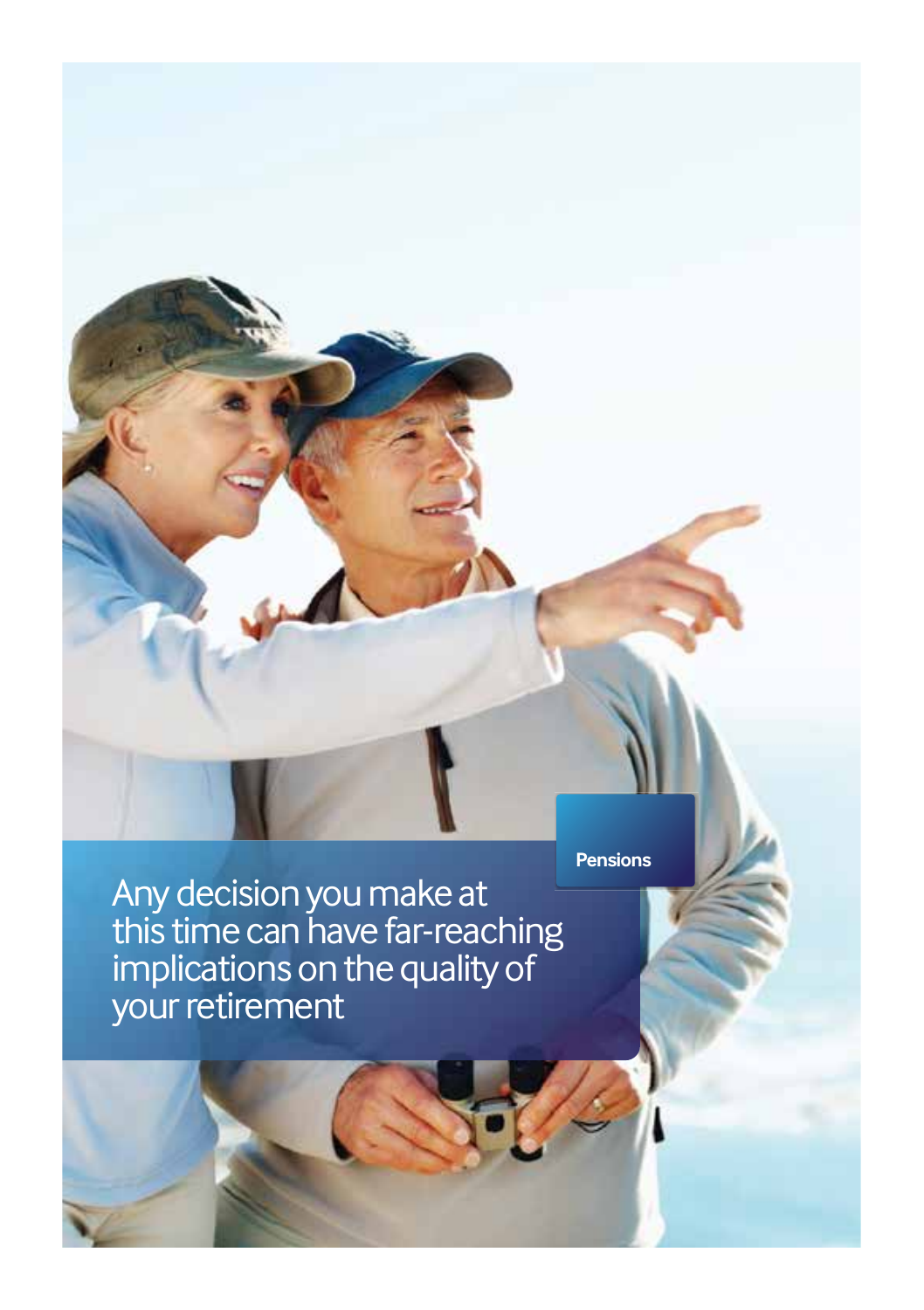Pensions

Any decision you make at this time can have far-reaching implications on the quality of your retirement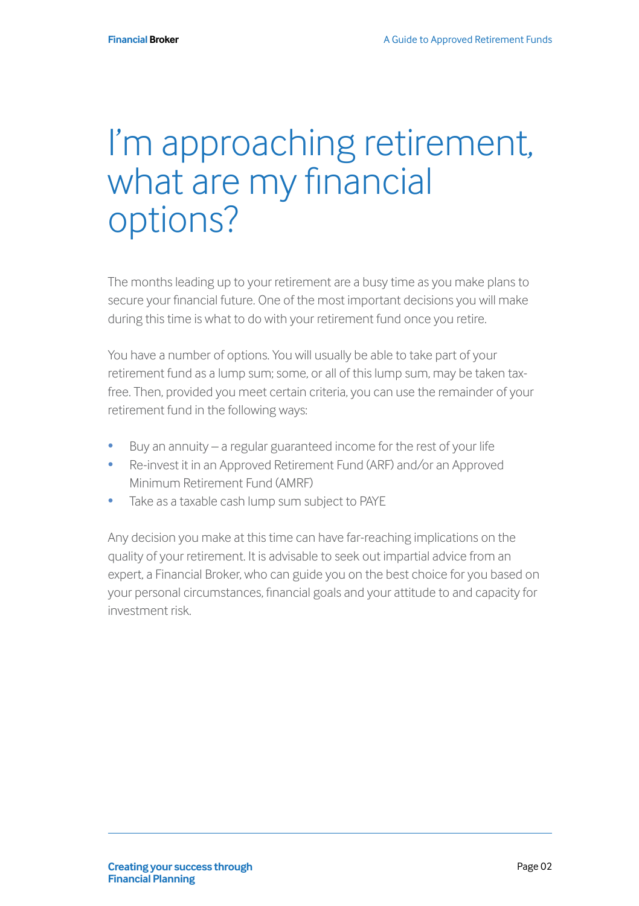# I'm approaching retirement, what are my financial options?

The months leading up to your retirement are a busy time as you make plans to secure your financial future. One of the most important decisions you will make during this time is what to do with your retirement fund once you retire.

You have a number of options. You will usually be able to take part of your retirement fund as a lump sum; some, or all of this lump sum, may be taken tax-free. Then, provided you meet certain criteria, you can use the remainder of your retirement fund in the following ways:

- Buy an annuity – a regular guaranteed income for the rest of your life
- Re-invest it in an Approved Retirement Fund (ARF) and/or an Approved Minimum Retirement Fund (AMRF)
- Take as a taxable cash lump sum subject to PAYE

Any decision you make at this time can have far-reaching implications on the quality of your retirement. It is advisable to seek out impartial advice from an expert, a Financial Broker, who can guide you on the best choice for you based on your personal circumstances, financial goals and your attitude to and capacity for investment risk.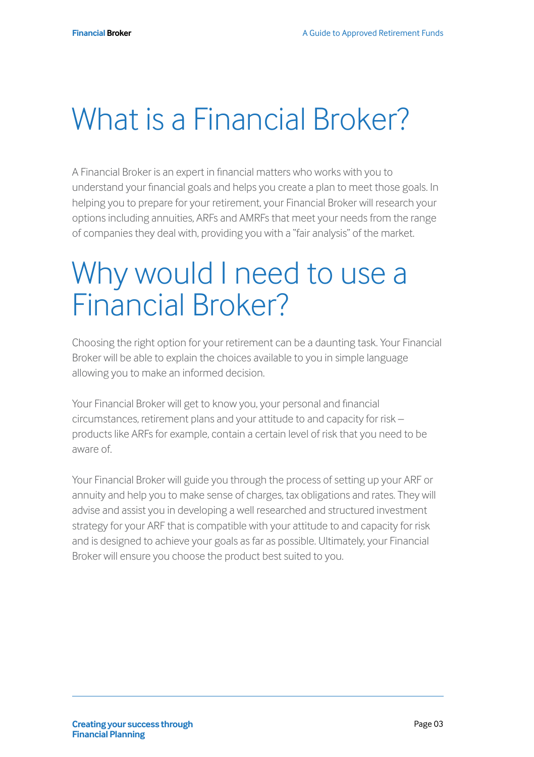# What is a Financial Broker?

A Financial Broker is an expert in financial matters who works with you to understand your financial goals and helps you create a plan to meet those goals. In helping you to prepare for your retirement, your Financial Broker will research your options including annuities, ARFs and AMRFs that meet your needs from the range of companies they deal with, providing you with a "fair analysis" of the market.

# Why would I need to use a Financial Broker?

Choosing the right option for your retirement can be a daunting task. Your Financial Broker will be able to explain the choices available to you in simple language allowing you to make an informed decision.

Your Financial Broker will get to know you, your personal and financial circumstances, retirement plans and your attitude to and capacity for risk – products like ARFs for example, contain a certain level of risk that you need to be aware of.

Your Financial Broker will guide you through the process of setting up your ARF or annuity and help you to make sense of charges, tax obligations and rates. They will advise and assist you in developing a well researched and structured investment strategy for your ARF that is compatible with your attitude to and capacity for risk and is designed to achieve your goals as far as possible. Ultimately, your Financial Broker will ensure you choose the product best suited to you.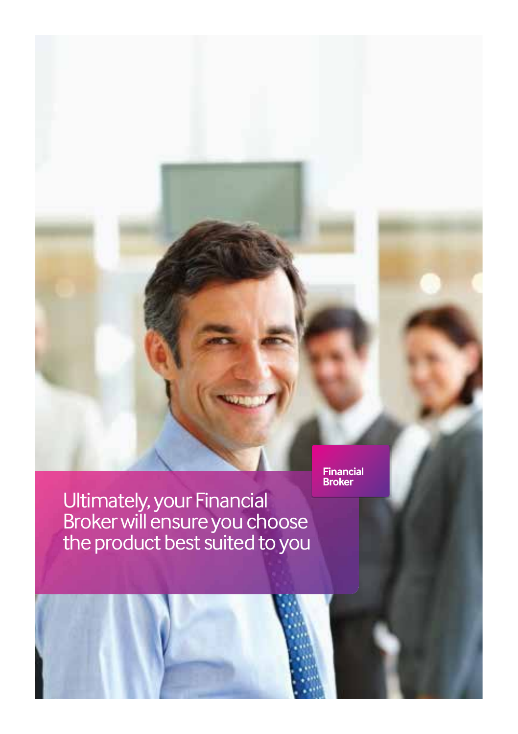Financial Broker

Ultimately, your Financial Broker will ensure you choose the product best suited to you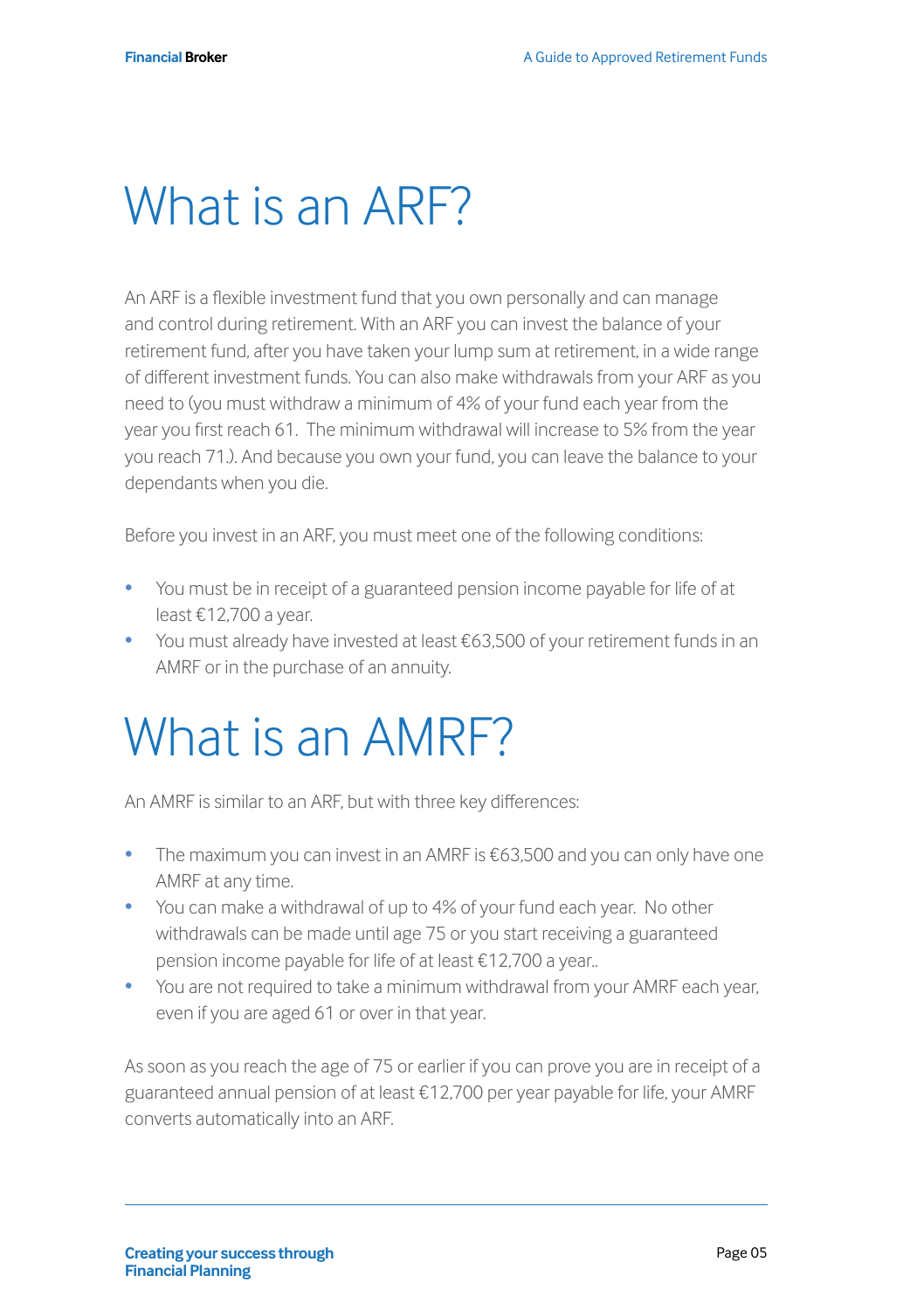# What is an ARF?

An ARF is a flexible investment fund that you own personally and can manage and control during retirement. With an ARF you can invest the balance of your retirement fund, after you have taken your lump sum at retirement, in a wide range of different investment funds. You can also make withdrawals from your ARF as you need to (you must withdraw a minimum of 4% of your fund each year from the year you first reach 61. The minimum withdrawal will increase to 5% from the year you reach 71.). And because you own your fund, you can leave the balance to your dependants when you die.

Before you invest in an ARF, you must meet one of the following conditions:

- You must be in receipt of a guaranteed pension income payable for life of at least €12,700 a year.
- You must already have invested at least €63,500 of your retirement funds in an AMRF or in the purchase of an annuity.

# What is an AMRF?

An AMRF is similar to an ARF, but with three key differences:

- The maximum you can invest in an AMRF is €63,500 and you can only have one AMRF at any time.
- You can make a withdrawal of up to 4% of your fund each year. No other withdrawals can be made until age 75 or you start receiving a guaranteed pension income payable for life of at least €12,700 a year..
- You are not required to take a minimum withdrawal from your AMRF each year, even if you are aged 61 or over in that year.

As soon as you reach the age of 75 or earlier if you can prove you are in receipt of a guaranteed annual pension of at least €12,700 per year payable for life, your AMRF converts automatically into an ARF.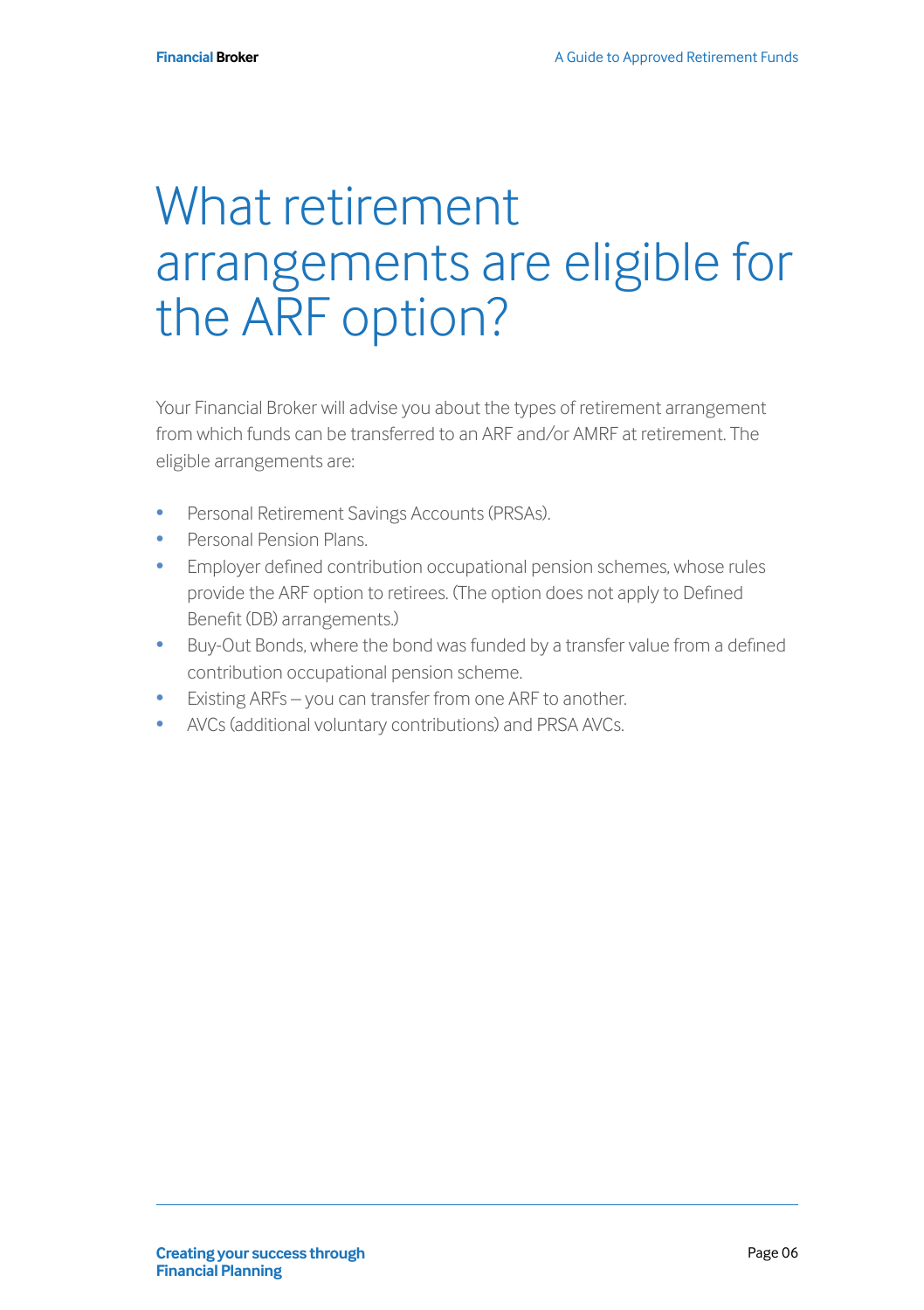# What retirement arrangements are eligible for the ARF option?

Your Financial Broker will advise you about the types of retirement arrangement from which funds can be transferred to an ARF and/or AMRF at retirement. The eligible arrangements are:

- Personal Retirement Savings Accounts (PRSAs).
- Personal Pension Plans.
- Employer defined contribution occupational pension schemes, whose rules provide the ARF option to retirees. (The option does not apply to Defined Benefit (DB) arrangements.)
- Buy-Out Bonds, where the bond was funded by a transfer value from a defined contribution occupational pension scheme.
- Existing ARFs – you can transfer from one ARF to another.
- AVCs (additional voluntary contributions) and PRSA AVCs.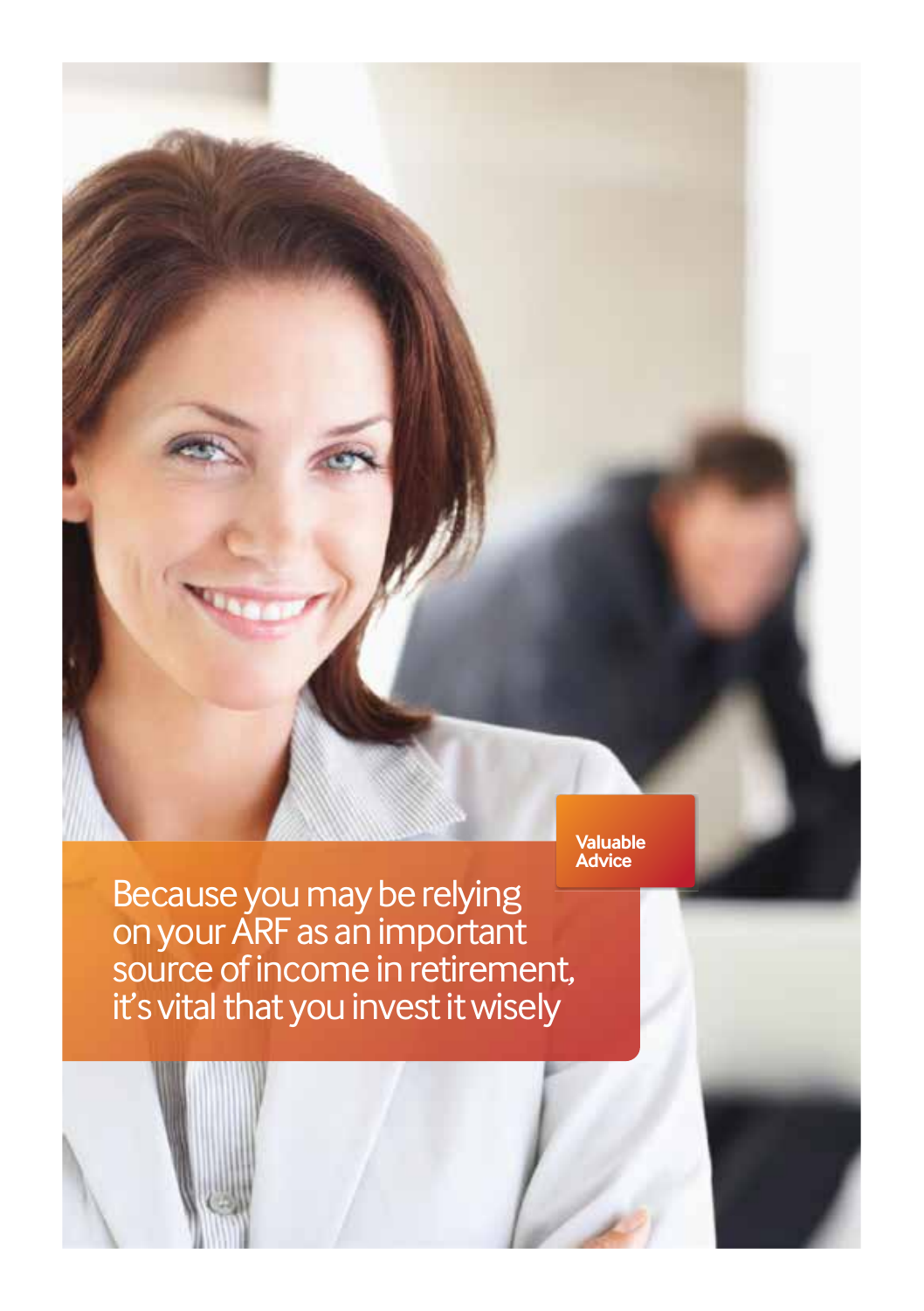Valuable Advice

Because you may be relying on your ARF as an important source of income in retirement, it's vital that you invest it wisely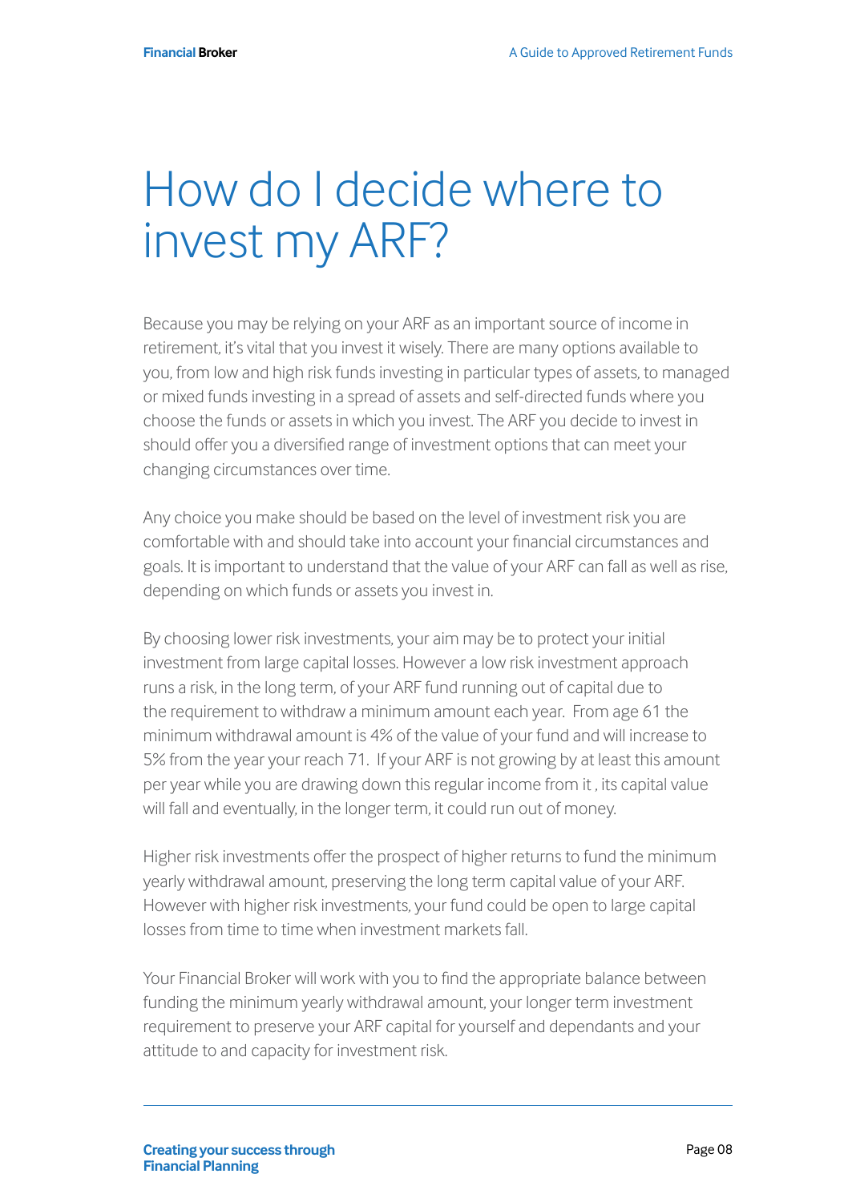# How do I decide where to invest my ARF?

Because you may be relying on your ARF as an important source of income in retirement, it's vital that you invest it wisely. There are many options available to you, from low and high risk funds investing in particular types of assets, to managed or mixed funds investing in a spread of assets and self-directed funds where you choose the funds or assets in which you invest. The ARF you decide to invest in should offer you a diversified range of investment options that can meet your changing circumstances over time.

Any choice you make should be based on the level of investment risk you are comfortable with and should take into account your financial circumstances and goals. It is important to understand that the value of your ARF can fall as well as rise, depending on which funds or assets you invest in.

By choosing lower risk investments, your aim may be to protect your initial investment from large capital losses. However a low risk investment approach runs a risk, in the long term, of your ARF fund running out of capital due to the requirement to withdraw a minimum amount each year. From age 61 the minimum withdrawal amount is 4% of the value of your fund and will increase to 5% from the year your reach 71. If your ARF is not growing by at least this amount per year while you are drawing down this regular income from it , its capital value will fall and eventually, in the longer term, it could run out of money.

Higher risk investments offer the prospect of higher returns to fund the minimum yearly withdrawal amount, preserving the long term capital value of your ARF. However with higher risk investments, your fund could be open to large capital losses from time to time when investment markets fall.

Your Financial Broker will work with you to find the appropriate balance between funding the minimum yearly withdrawal amount, your longer term investment requirement to preserve your ARF capital for yourself and dependants and your attitude to and capacity for investment risk.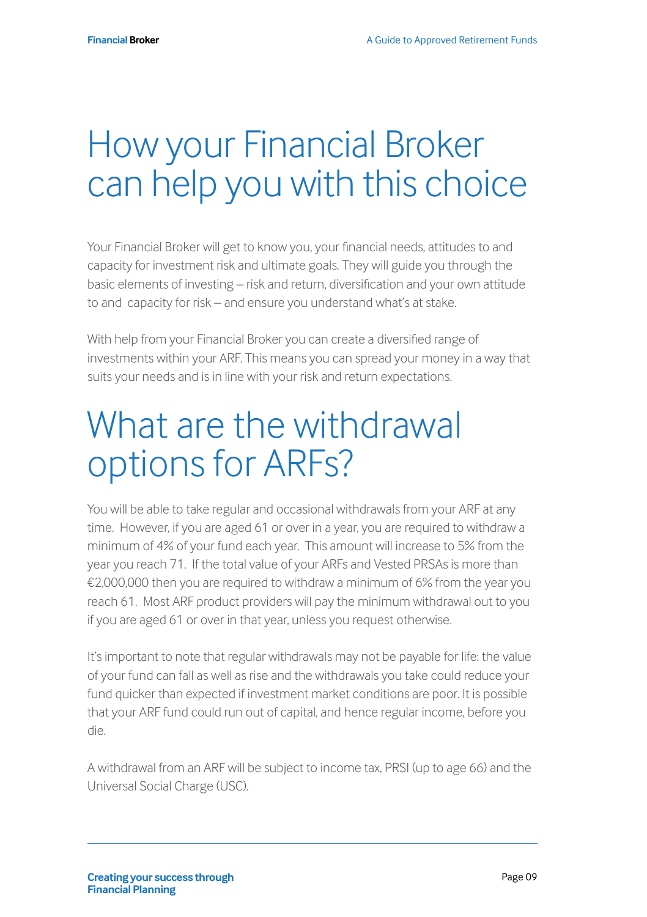# How your Financial Broker can help you with this choice

Your Financial Broker will get to know you, your financial needs, attitudes to and capacity for investment risk and ultimate goals. They will guide you through the basic elements of investing – risk and return, diversification and your own attitude to and capacity for risk – and ensure you understand what's at stake.

With help from your Financial Broker you can create a diversified range of investments within your ARF. This means you can spread your money in a way that suits your needs and is in line with your risk and return expectations.

# What are the withdrawal options for ARFs?

You will be able to take regular and occasional withdrawals from your ARF at any time. However, if you are aged 61 or over in a year, you are required to withdraw a minimum of 4% of your fund each year. This amount will increase to 5% from the year you reach 71. If the total value of your ARFs and Vested PRSAs is more than €2,000,000 then you are required to withdraw a minimum of 6% from the year you reach 61. Most ARF product providers will pay the minimum withdrawal out to you if you are aged 61 or over in that year, unless you request otherwise.

It's important to note that regular withdrawals may not be payable for life: the value of your fund can fall as well as rise and the withdrawals you take could reduce your fund quicker than expected if investment market conditions are poor. It is possible that your ARF fund could run out of capital, and hence regular income, before you die.

A withdrawal from an ARF will be subject to income tax, PRSI (up to age 66) and the Universal Social Charge (USC).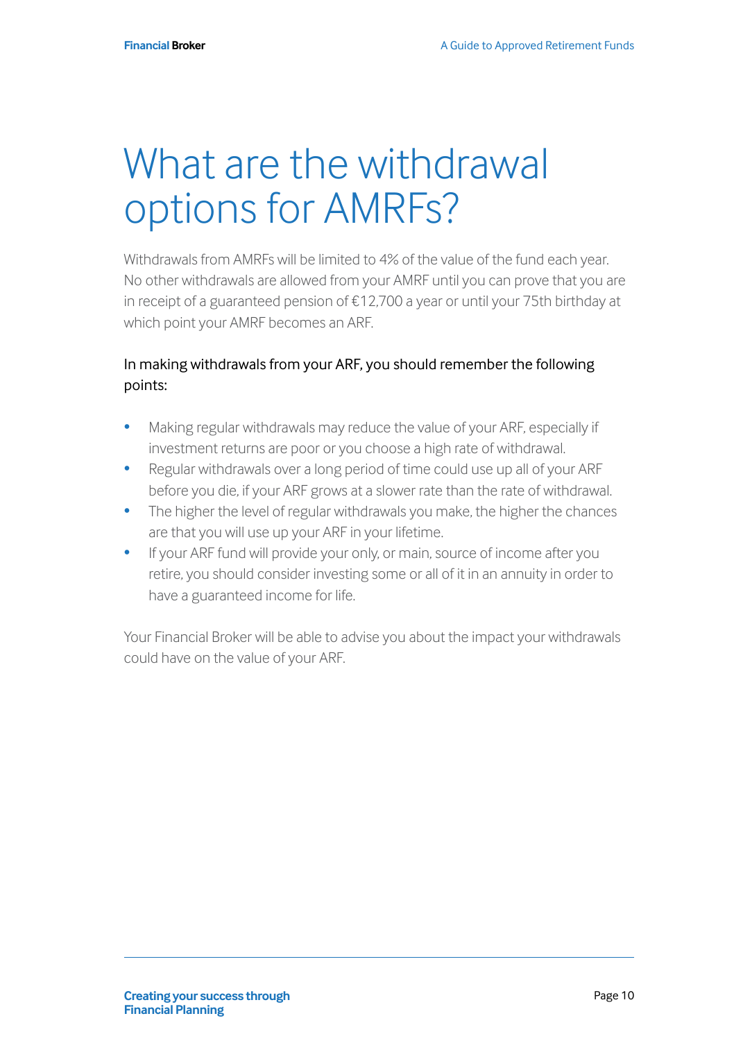# What are the withdrawal options for AMRFs?

Withdrawals from AMRFs will be limited to 4% of the value of the fund each year. No other withdrawals are allowed from your AMRF until you can prove that you are in receipt of a guaranteed pension of €12,700 a year or until your 75th birthday at which point your AMRF becomes an ARF.

In making withdrawals from your ARF, you should remember the following points:

- Making regular withdrawals may reduce the value of your ARF, especially if investment returns are poor or you choose a high rate of withdrawal.
- Regular withdrawals over a long period of time could use up all of your ARF before you die, if your ARF grows at a slower rate than the rate of withdrawal.
- The higher the level of regular withdrawals you make, the higher the chances are that you will use up your ARF in your lifetime.
- If your ARF fund will provide your only, or main, source of income after you retire, you should consider investing some or all of it in an annuity in order to have a guaranteed income for life.

Your Financial Broker will be able to advise you about the impact your withdrawals could have on the value of your ARF.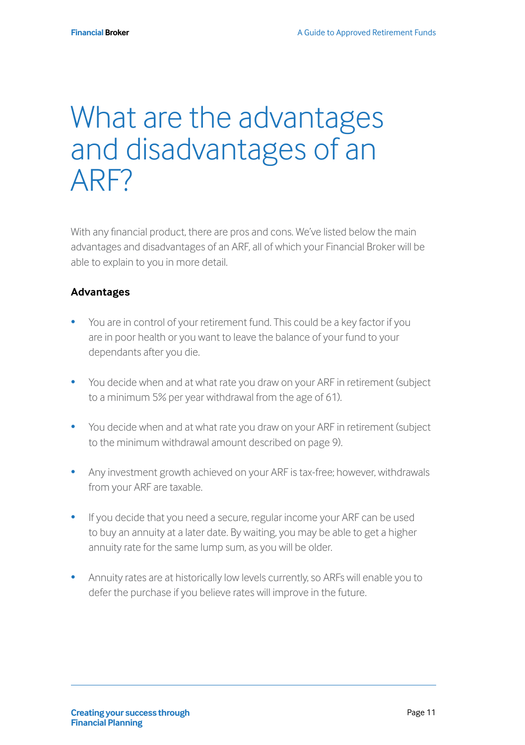# What are the advantages and disadvantages of an ARF?

With any financial product, there are pros and cons. We've listed below the main advantages and disadvantages of an ARF, all of which your Financial Broker will be able to explain to you in more detail.

### Advantages

- You are in control of your retirement fund. This could be a key factor if you are in poor health or you want to leave the balance of your fund to your dependants after you die.
- You decide when and at what rate you draw on your ARF in retirement (subject to a minimum 5% per year withdrawal from the age of 61).
- You decide when and at what rate you draw on your ARF in retirement (subject to the minimum withdrawal amount described on page 9).
- Any investment growth achieved on your ARF is tax-free; however, withdrawals from your ARF are taxable.
- If you decide that you need a secure, regular income your ARF can be used to buy an annuity at a later date. By waiting, you may be able to get a higher annuity rate for the same lump sum, as you will be older.
- Annuity rates are at historically low levels currently, so ARFs will enable you to defer the purchase if you believe rates will improve in the future.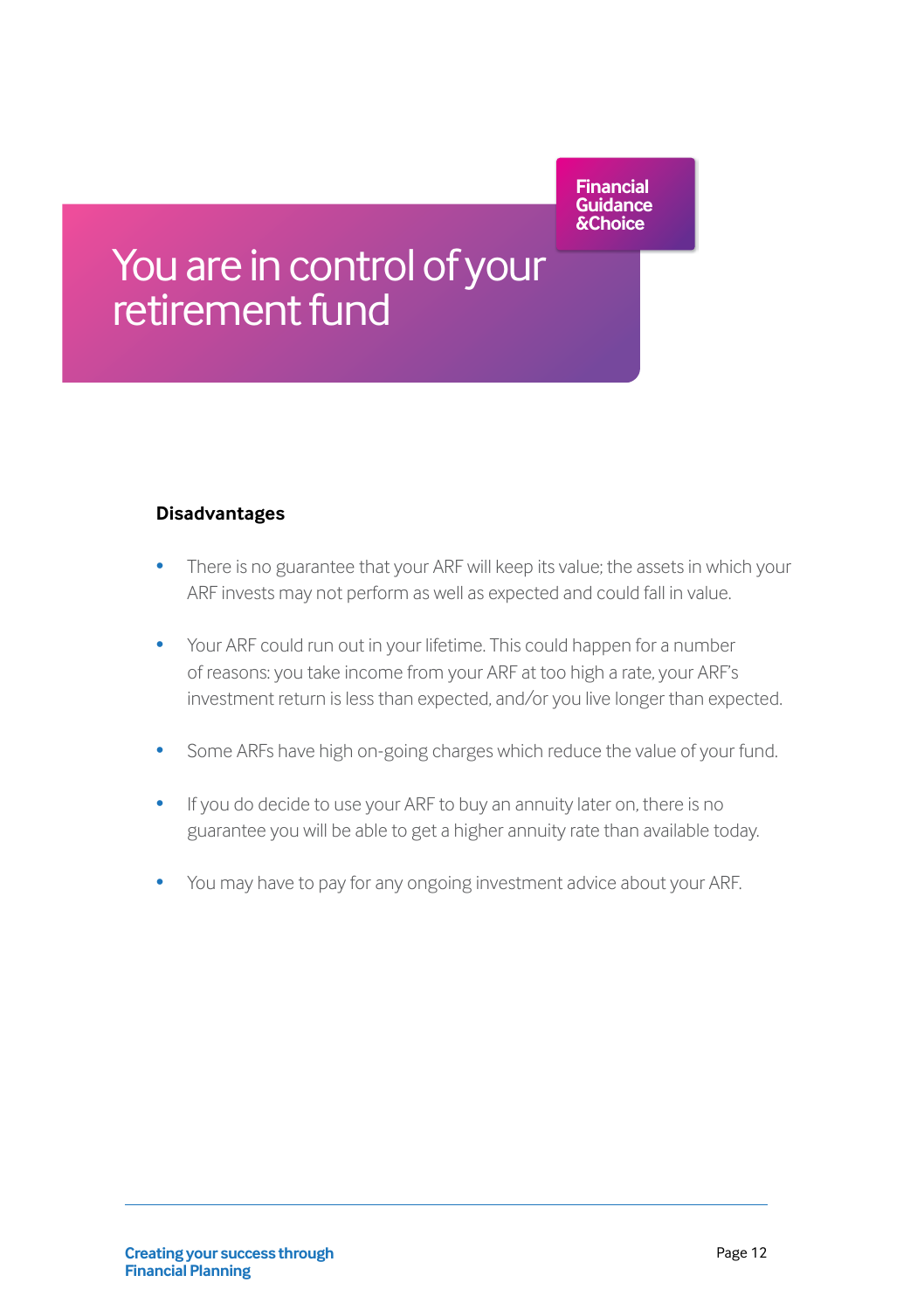Financial Guidance &Choice

# You are in control of your retirement fund

### Disadvantages

- There is no guarantee that your ARF will keep its value; the assets in which your ARF invests may not perform as well as expected and could fall in value.
- Your ARF could run out in your lifetime. This could happen for a number of reasons: you take income from your ARF at too high a rate, your ARF's investment return is less than expected, and/or you live longer than expected.
- Some ARFs have high on-going charges which reduce the value of your fund.
- If you do decide to use your ARF to buy an annuity later on, there is no guarantee you will be able to get a higher annuity rate than available today.
- You may have to pay for any ongoing investment advice about your ARF.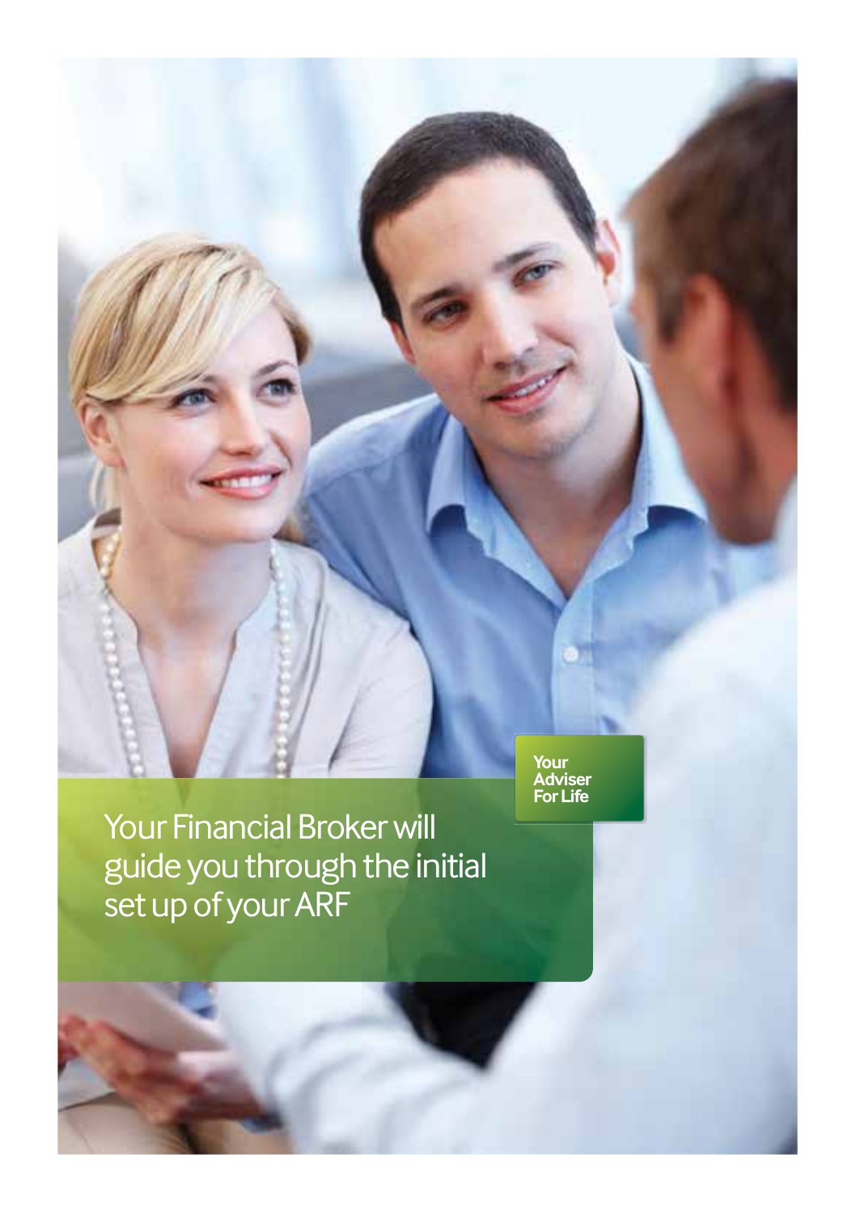Your Adviser For Life

Your Financial Broker will guide you through the initial set up of your ARF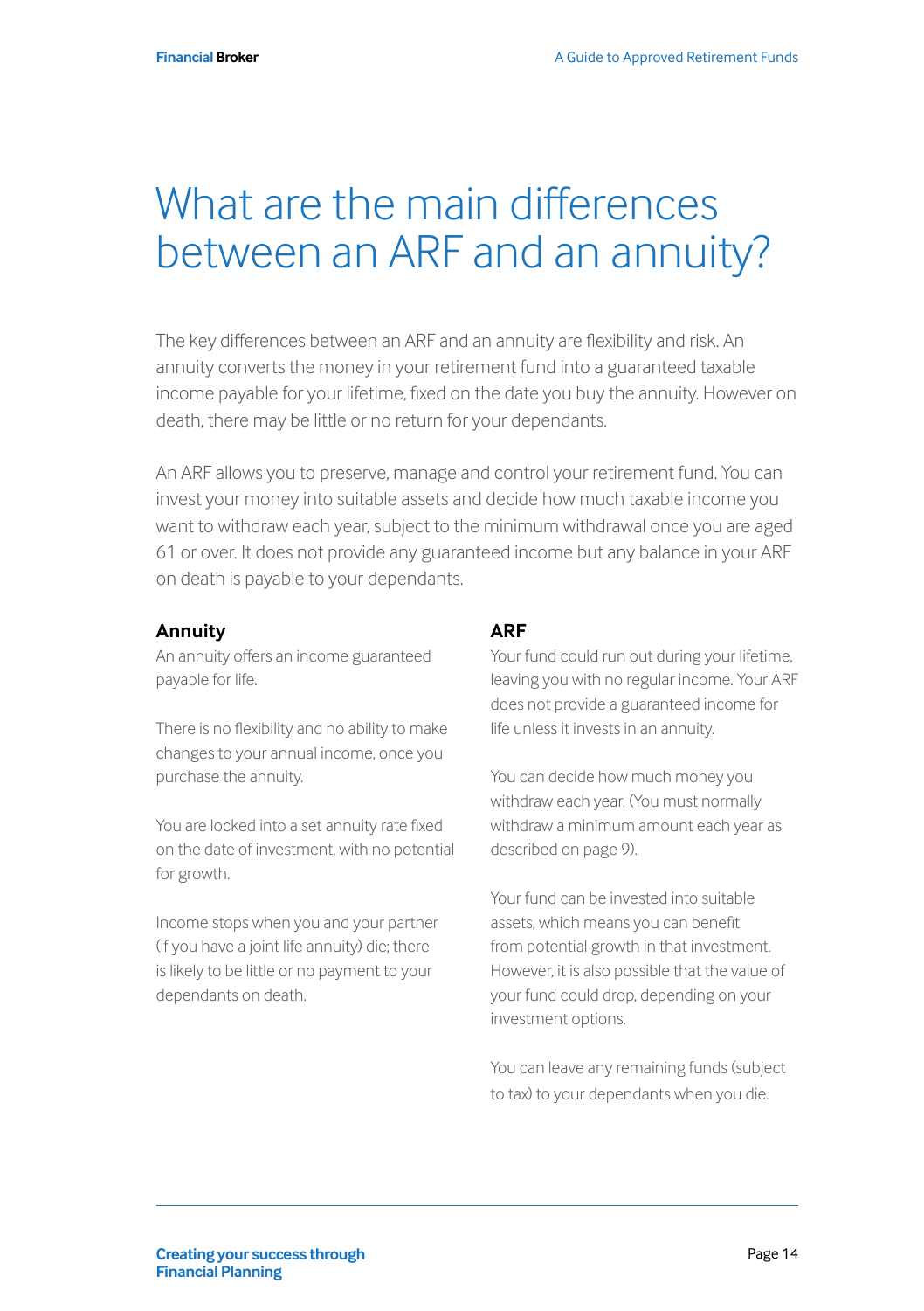# What are the main differences between an ARF and an annuity?

The key differences between an ARF and an annuity are flexibility and risk. An annuity converts the money in your retirement fund into a guaranteed taxable income payable for your lifetime, fixed on the date you buy the annuity. However on death, there may be little or no return for your dependants.

An ARF allows you to preserve, manage and control your retirement fund. You can invest your money into suitable assets and decide how much taxable income you want to withdraw each year, subject to the minimum withdrawal once you are aged 61 or over. It does not provide any guaranteed income but any balance in your ARF on death is payable to your dependants.

### Annuity

An annuity offers an income guaranteed payable for life.

There is no flexibility and no ability to make changes to your annual income, once you purchase the annuity.

You are locked into a set annuity rate fixed on the date of investment, with no potential for growth.

Income stops when you and your partner (if you have a joint life annuity) die; there is likely to be little or no payment to your dependants on death.

### ARF

Your fund could run out during your lifetime, leaving you with no regular income. Your ARF does not provide a guaranteed income for life unless it invests in an annuity.

You can decide how much money you withdraw each year. (You must normally withdraw a minimum amount each year as described on page 9).

Your fund can be invested into suitable assets, which means you can benefit from potential growth in that investment. However, it is also possible that the value of your fund could drop, depending on your investment options.

You can leave any remaining funds (subject to tax) to your dependants when you die.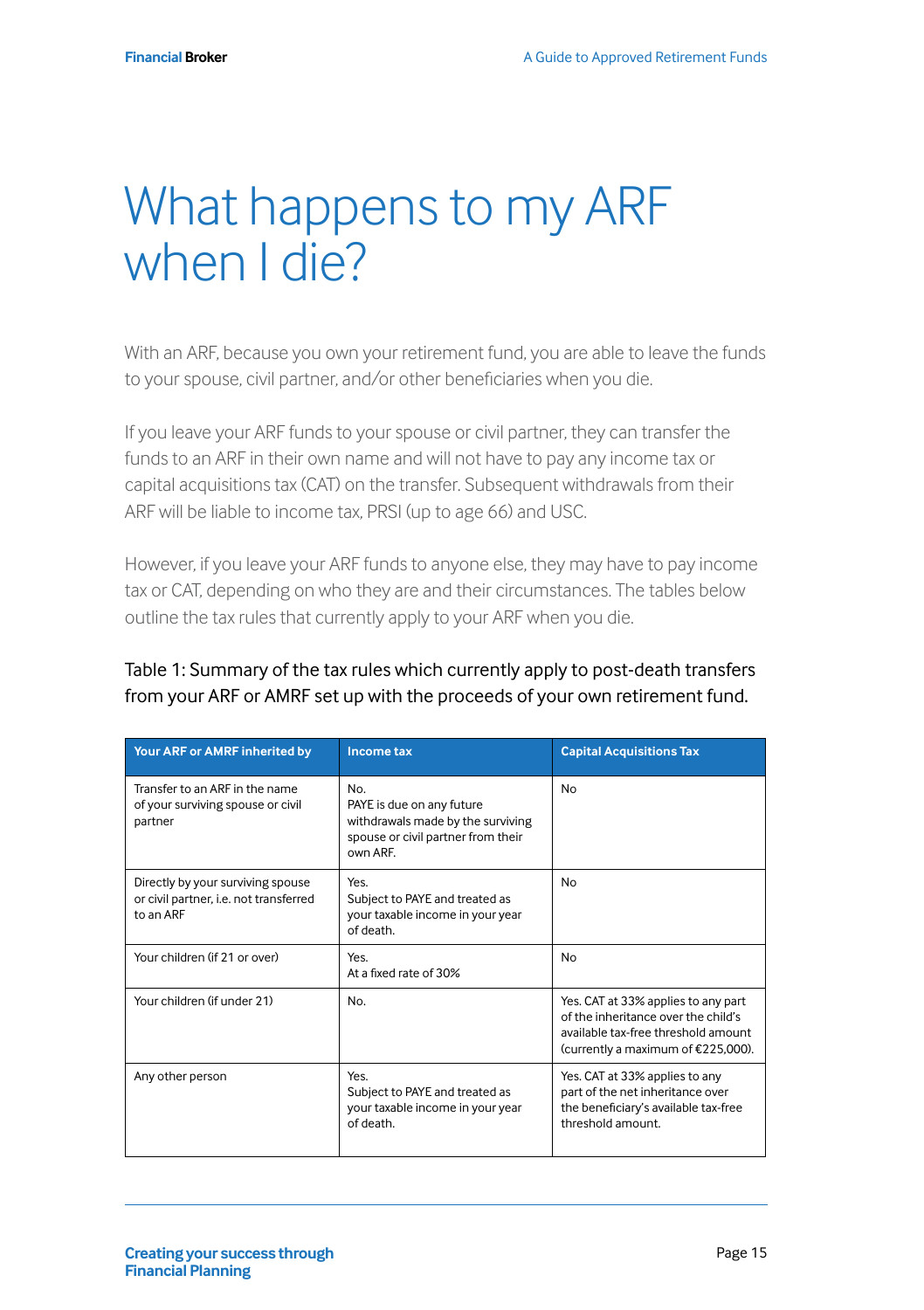# What happens to my ARF when I die?

With an ARF, because you own your retirement fund, you are able to leave the funds to your spouse, civil partner, and/or other beneficiaries when you die.

If you leave your ARF funds to your spouse or civil partner, they can transfer the funds to an ARF in their own name and will not have to pay any income tax or capital acquisitions tax (CAT) on the transfer. Subsequent withdrawals from their ARF will be liable to income tax, PRSI (up to age 66) and USC.

However, if you leave your ARF funds to anyone else, they may have to pay income tax or CAT, depending on who they are and their circumstances. The tables below outline the tax rules that currently apply to your ARF when you die.

Table 1: Summary of the tax rules which currently apply to post-death transfers from your ARF or AMRF set up with the proceeds of your own retirement fund.

| Your ARF or AMRF inherited by | Income tax | Capital Acquisitions Tax |
|---|---|---|
| Transfer to an ARF in the name of your surviving spouse or civil partner | No. PAYE is due on any future withdrawals made by the surviving spouse or civil partner from their own ARF. | No |
| Directly by your surviving spouse or civil partner, i.e. not transferred to an ARF | Yes. Subject to PAYE and treated as your taxable income in your year of death. | No |
| Your children (if 21 or over) | Yes. At a fixed rate of 30% | No |
| Your children (if under 21) | No. | Yes. CAT at 33% applies to any part of the inheritance over the child's available tax-free threshold amount (currently a maximum of €225,000). |
| Any other person | Yes. Subject to PAYE and treated as your taxable income in your year of death. | Yes. CAT at 33% applies to any part of the net inheritance over the beneficiary's available tax-free threshold amount. |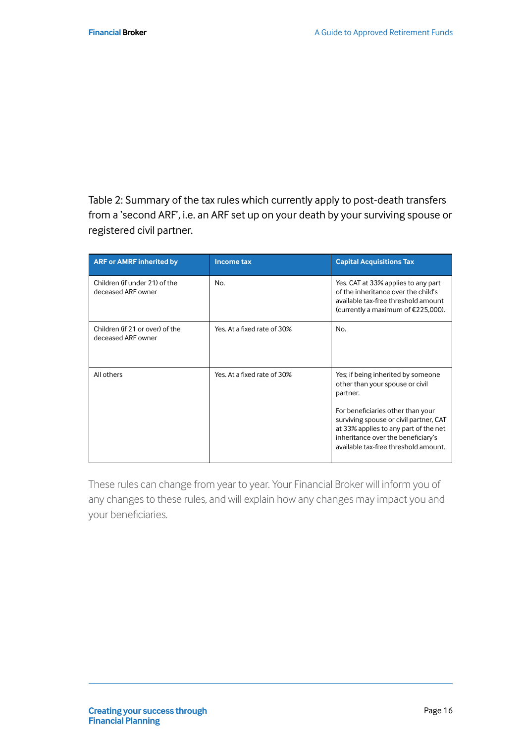Table 2: Summary of the tax rules which currently apply to post-death transfers from a 'second ARF', i.e. an ARF set up on your death by your surviving spouse or registered civil partner.

| ARF or AMRF inherited by | Income tax | Capital Acquisitions Tax |
| --- | --- | --- |
| Children (if under 21) of the deceased ARF owner | No. | Yes. CAT at 33% applies to any part of the inheritance over the child's available tax-free threshold amount (currently a maximum of €225,000). |
| Children (if 21 or over) of the deceased ARF owner | Yes. At a fixed rate of 30% | No. |
| All others | Yes. At a fixed rate of 30% | Yes; if being inherited by someone other than your spouse or civil partner.<br><br>For beneficiaries other than your surviving spouse or civil partner, CAT at 33% applies to any part of the net inheritance over the beneficiary's available tax-free threshold amount. |

These rules can change from year to year. Your Financial Broker will inform you of any changes to these rules, and will explain how any changes may impact you and your beneficiaries.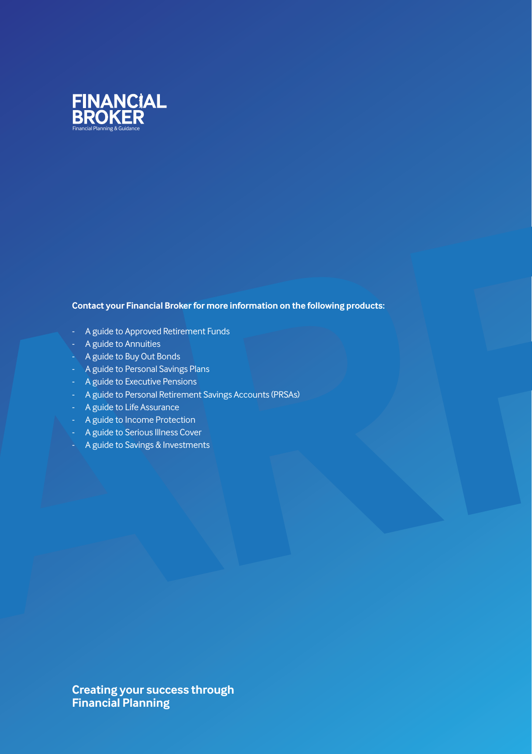FINANCIAL BROKER
Financial Planning & Guidance

**Contact your Financial Broker for more information on the following products:**

- A guide to Approved Retirement Funds
- A guide to Annuities
- A guide to Buy Out Bonds
- A guide to Personal Savings Plans
- A guide to Executive Pensions
- A guide to Personal Retirement Savings Accounts (PRSAs)
- A guide to Life Assurance
- A guide to Income Protection
- A guide to Serious Illness Cover
- A guide to Savings & Investments

**Creating your success through Financial Planning**